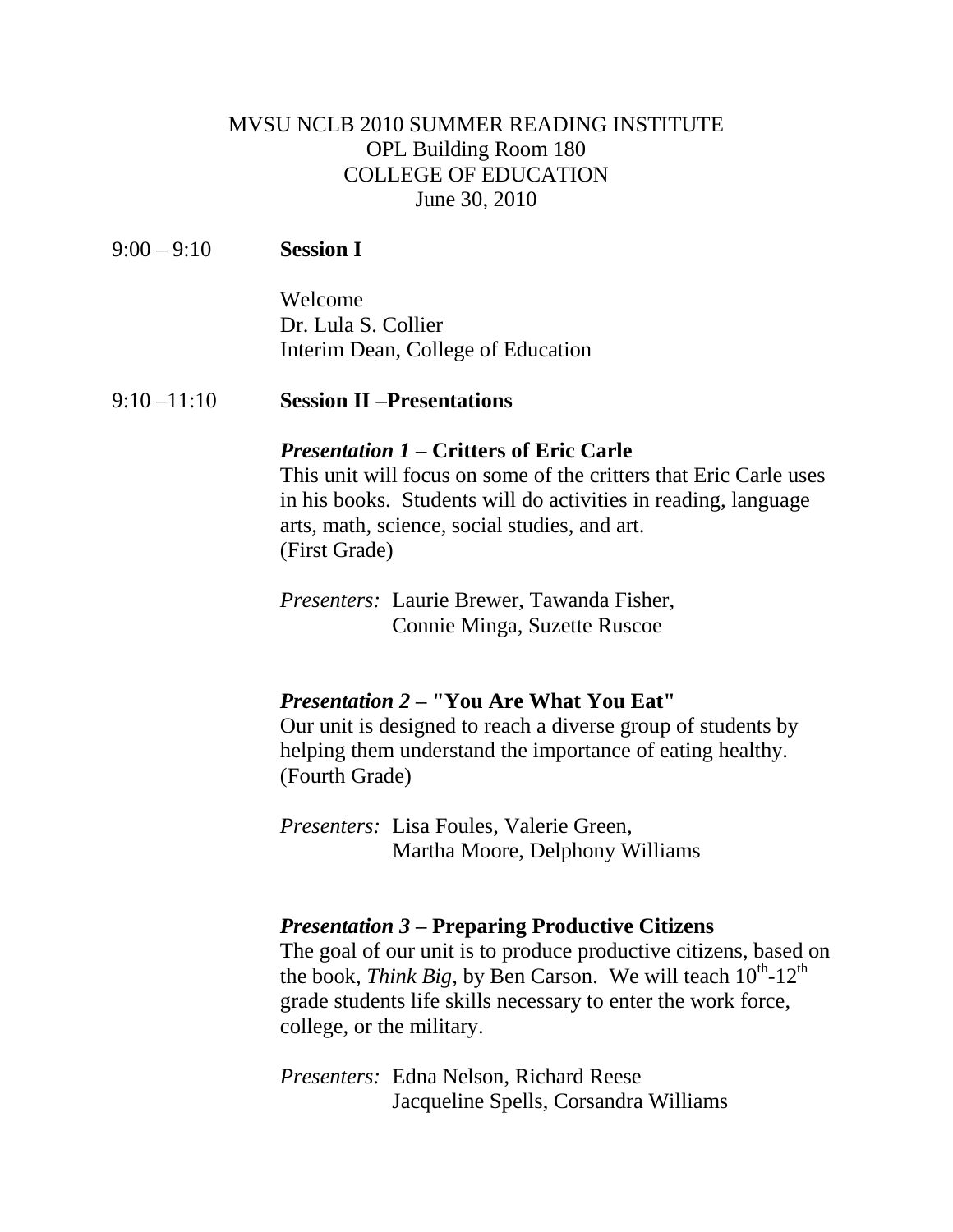# MVSU NCLB 2010 SUMMER READING INSTITUTE

OPL Building Room 180
COLLEGE OF EDUCATION
June 30, 2010

9:00 – 9:10 **Session I**

Welcome
Dr. Lula S. Collier
Interim Dean, College of Education

9:10 –11:10 **Session II –Presentations**

***Presentation 1* – Critters of Eric Carle**

This unit will focus on some of the critters that Eric Carle uses in his books. Students will do activities in reading, language arts, math, science, social studies, and art.
(First Grade)

*Presenters:* Laurie Brewer, Tawanda Fisher, Connie Minga, Suzette Ruscoe

***Presentation 2* – "You Are What You Eat"**

Our unit is designed to reach a diverse group of students by helping them understand the importance of eating healthy.
(Fourth Grade)

*Presenters:* Lisa Foules, Valerie Green, Martha Moore, Delphony Williams

***Presentation 3* – Preparing Productive Citizens**

The goal of our unit is to produce productive citizens, based on the book, *Think Big*, by Ben Carson. We will teach 10th-12th grade students life skills necessary to enter the work force, college, or the military.

*Presenters:* Edna Nelson, Richard Reese Jacqueline Spells, Corsandra Williams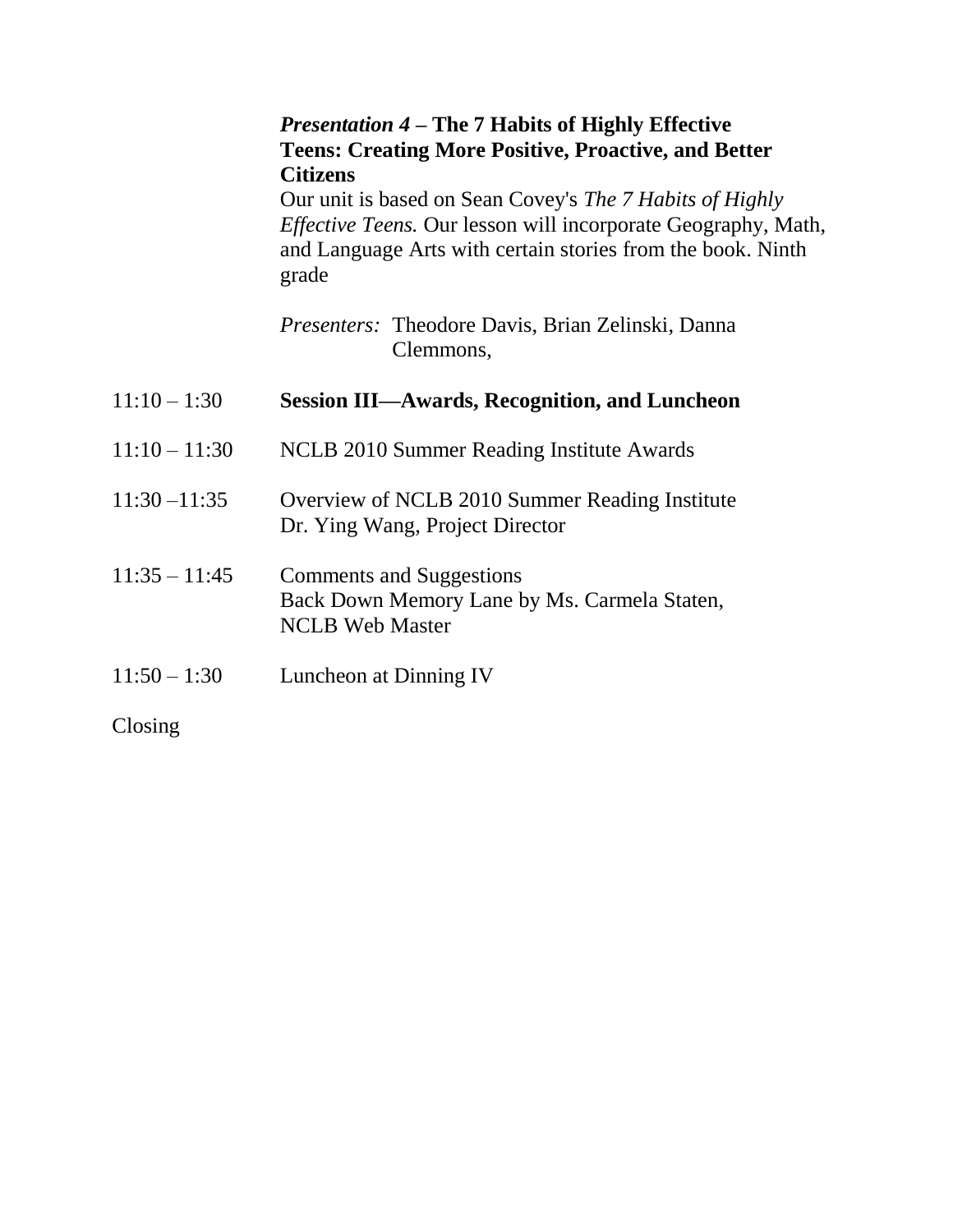*Presentation 4* – **The 7 Habits of Highly Effective Teens: Creating More Positive, Proactive, and Better Citizens**

Our unit is based on Sean Covey's *The 7 Habits of Highly Effective Teens.* Our lesson will incorporate Geography, Math, and Language Arts with certain stories from the book. Ninth grade

*Presenters:* Theodore Davis, Brian Zelinski, Danna Clemmons,

| | |
|---|---|
| 11:10 – 1:30 | **Session III—Awards, Recognition, and Luncheon** |
| 11:10 – 11:30 | NCLB 2010 Summer Reading Institute Awards |
| 11:30 –11:35 | Overview of NCLB 2010 Summer Reading Institute<br>Dr. Ying Wang, Project Director |
| 11:35 – 11:45 | Comments and Suggestions<br>Back Down Memory Lane by Ms. Carmela Staten, NCLB Web Master |
| 11:50 – 1:30 | Luncheon at Dinning IV |

Closing